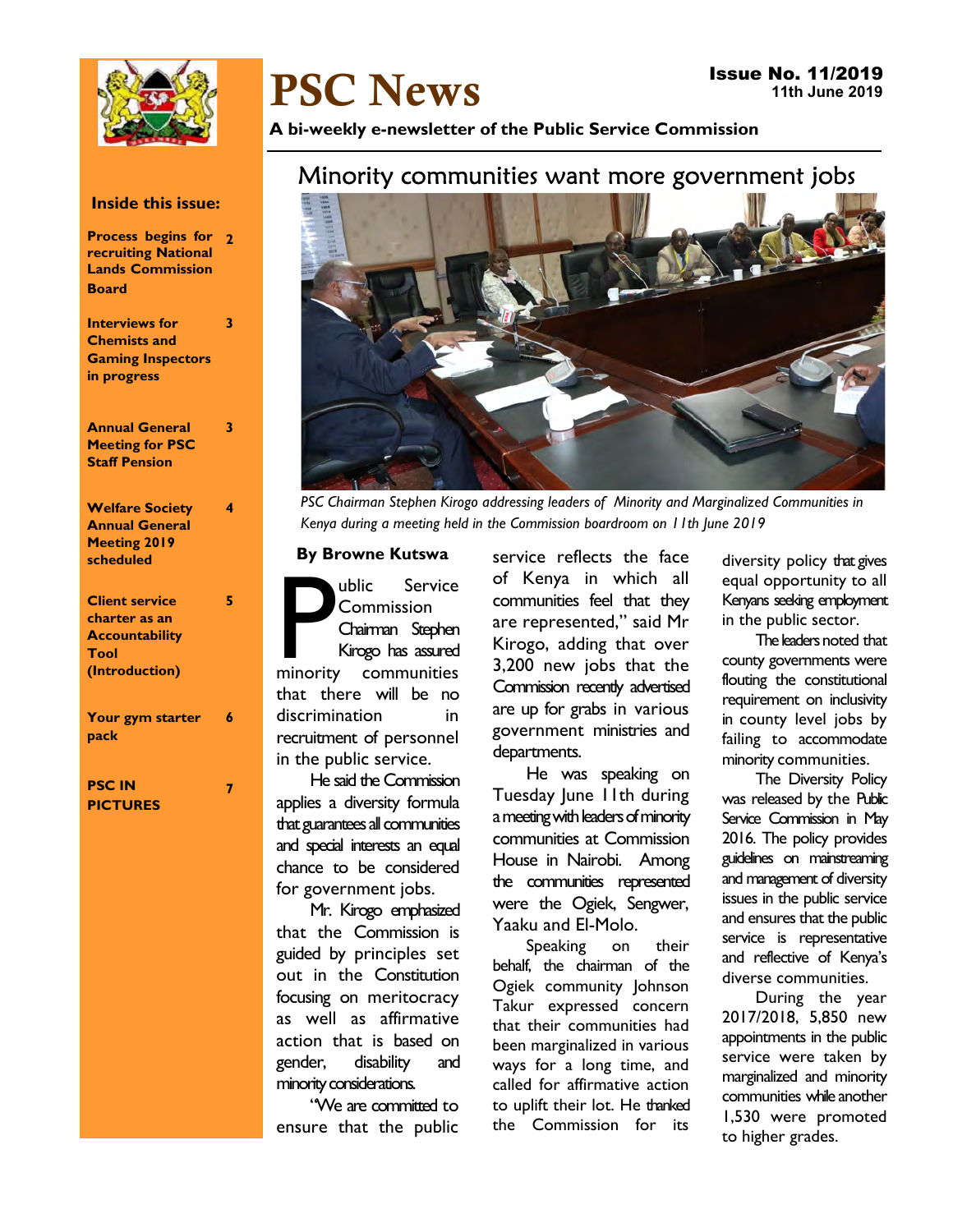# PSC News

**Issue No. 11/2019**
**11th June 2019**

**A bi-weekly e-newsletter of the Public Service Commission**

**Inside this issue:**

- **Process begins for recruiting National Lands Commission Board** — 2
- **Interviews for Chemists and Gaming Inspectors in progress** — 3
- **Annual General Meeting for PSC Staff Pension** — 3
- **Welfare Society Annual General Meeting 2019 scheduled** — 4
- **Client service charter as an Accountability Tool (Introduction)** — 5
- **Your gym starter pack** — 6
- **PSC IN PICTURES** — 7

## Minority communities want more government jobs

*PSC Chairman Stephen Kirogo addressing leaders of Minority and Marginalized Communities in Kenya during a meeting held in the Commission boardroom on 11th June 2019*

**By Browne Kutswa**

Public Service Commission Chairman Stephen Kirogo has assured minority communities that there will be no discrimination in recruitment of personnel in the public service.

He said the Commission applies a diversity formula that guarantees all communities and special interests an equal chance to be considered for government jobs.

Mr. Kirogo emphasized that the Commission is guided by principles set out in the Constitution focusing on meritocracy as well as affirmative action that is based on gender, disability and minority considerations.

"We are committed to ensure that the public service reflects the face of Kenya in which all communities feel that they are represented," said Mr Kirogo, adding that over 3,200 new jobs that the Commission recently advertised are up for grabs in various government ministries and departments.

He was speaking on Tuesday June 11th during a meeting with leaders of minority communities at Commission House in Nairobi. Among the communities represented were the Ogiek, Sengwer, Yaaku and El-Molo.

Speaking on their behalf, the chairman of the Ogiek community Johnson Takur expressed concern that their communities had been marginalized in various ways for a long time, and called for affirmative action to uplift their lot. He thanked the Commission for its diversity policy that gives equal opportunity to all Kenyans seeking employment in the public sector.

The leaders noted that county governments were flouting the constitutional requirement on inclusivity in county level jobs by failing to accommodate minority communities.

The Diversity Policy was released by the Public Service Commission in May 2016. The policy provides guidelines on mainstreaming and management of diversity issues in the public service and ensures that the public service is representative and reflective of Kenya's diverse communities.

During the year 2017/2018, 5,850 new appointments in the public service were taken by marginalized and minority communities while another 1,530 were promoted to higher grades.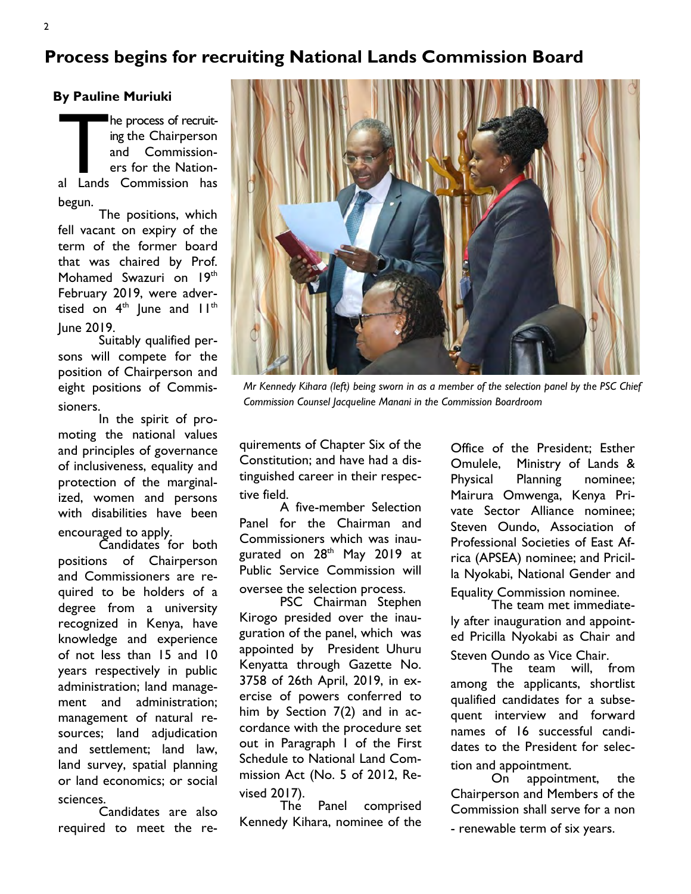# Process begins for recruiting National Lands Commission Board

**By Pauline Muriuki**

The process of recruiting the Chairperson and Commissioners for the National Lands Commission has begun.

The positions, which fell vacant on expiry of the term of the former board that was chaired by Prof. Mohamed Swazuri on 19th February 2019, were advertised on 4th June and 11th June 2019.

Suitably qualified persons will compete for the position of Chairperson and eight positions of Commissioners.

In the spirit of promoting the national values and principles of governance of inclusiveness, equality and protection of the marginalized, women and persons with disabilities have been encouraged to apply.

Candidates for both positions of Chairperson and Commissioners are required to be holders of a degree from a university recognized in Kenya, have knowledge and experience of not less than 15 and 10 years respectively in public administration; land management and administration; management of natural resources; land adjudication and settlement; land law, land survey, spatial planning or land economics; or social sciences.

Candidates are also required to meet the requirements of Chapter Six of the Constitution; and have had a distinguished career in their respective field.

*Mr Kennedy Kihara (left) being sworn in as a member of the selection panel by the PSC Chief Commission Counsel Jacqueline Manani in the Commission Boardroom*

A five-member Selection Panel for the Chairman and Commissioners which was inaugurated on 28th May 2019 at Public Service Commission will oversee the selection process.

PSC Chairman Stephen Kirogo presided over the inauguration of the panel, which was appointed by President Uhuru Kenyatta through Gazette No. 3758 of 26th April, 2019, in exercise of powers conferred to him by Section 7(2) and in accordance with the procedure set out in Paragraph 1 of the First Schedule to National Land Commission Act (No. 5 of 2012, Revised 2017).

The Panel comprised Kennedy Kihara, nominee of the Office of the President; Esther Omulele, Ministry of Lands & Physical Planning nominee; Mairura Omwenga, Kenya Private Sector Alliance nominee; Steven Oundo, Association of Professional Societies of East Africa (APSEA) nominee; and Pricilla Nyokabi, National Gender and Equality Commission nominee.

The team met immediately after inauguration and appointed Pricilla Nyokabi as Chair and Steven Oundo as Vice Chair.

The team will, from among the applicants, shortlist qualified candidates for a subsequent interview and forward names of 16 successful candidates to the President for selection and appointment.

On appointment, the Chairperson and Members of the Commission shall serve for a non - renewable term of six years.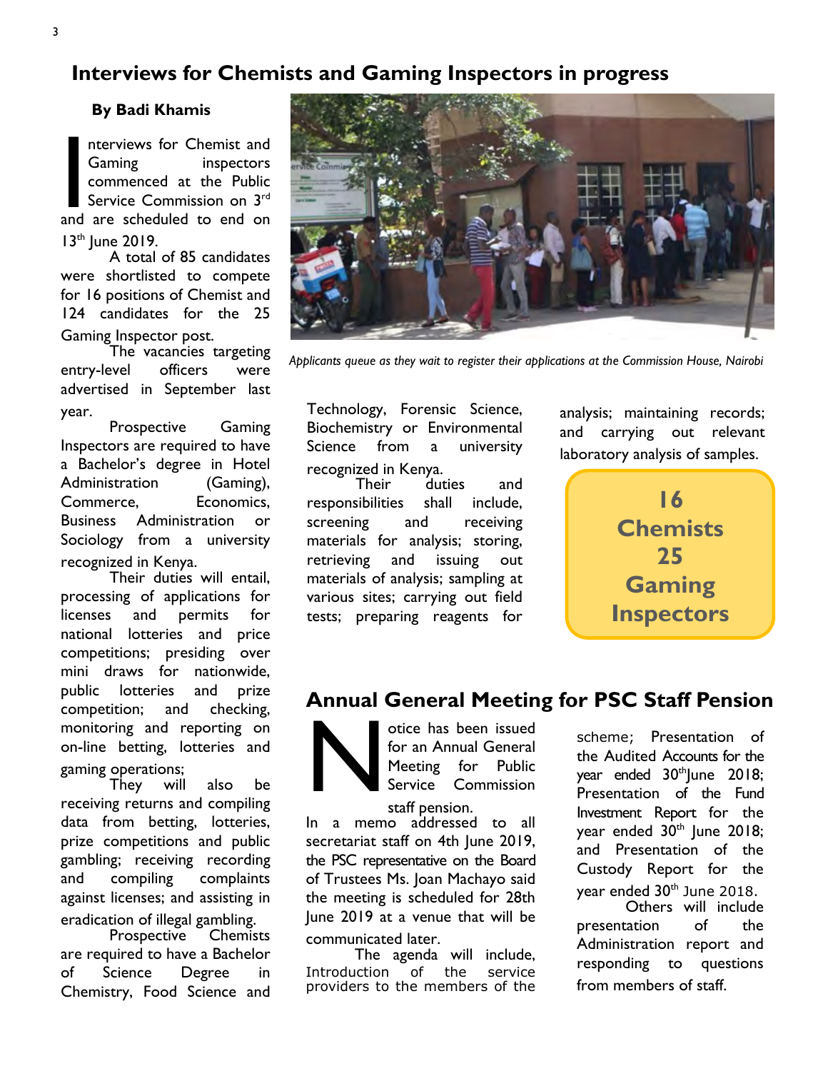## Interviews for Chemists and Gaming Inspectors in progress

**By Badi Khamis**

Interviews for Chemist and Gaming inspectors commenced at the Public Service Commission on 3rd and are scheduled to end on 13th June 2019.

A total of 85 candidates were shortlisted to compete for 16 positions of Chemist and 124 candidates for the 25 Gaming Inspector post.

The vacancies targeting entry-level officers were advertised in September last year.

Prospective Gaming Inspectors are required to have a Bachelor's degree in Hotel Administration (Gaming), Commerce, Economics, Business Administration or Sociology from a university recognized in Kenya.

Their duties will entail, processing of applications for licenses and permits for national lotteries and price competitions; presiding over mini draws for nationwide, public lotteries and prize competition; and checking, monitoring and reporting on on-line betting, lotteries and gaming operations;

They will also be receiving returns and compiling data from betting, lotteries, prize competitions and public gambling; receiving recording and compiling complaints against licenses; and assisting in eradication of illegal gambling.

Prospective Chemists are required to have a Bachelor of Science Degree in Chemistry, Food Science and Technology, Forensic Science, Biochemistry or Environmental Science from a university recognized in Kenya.

Their duties and responsibilities shall include, screening and receiving materials for analysis; storing, retrieving and issuing out materials of analysis; sampling at various sites; carrying out field tests; preparing reagents for analysis; maintaining records; and carrying out relevant laboratory analysis of samples.

*Applicants queue as they wait to register their applications at the Commission House, Nairobi*

**16 Chemists 25 Gaming Inspectors**

## Annual General Meeting for PSC Staff Pension

Notice has been issued for an Annual General Meeting for Public Service Commission staff pension.

In a memo addressed to all secretariat staff on 4th June 2019, the PSC representative on the Board of Trustees Ms. Joan Machayo said the meeting is scheduled for 28th June 2019 at a venue that will be communicated later.

The agenda will include, Introduction of the service providers to the members of the scheme; Presentation of the Audited Accounts for the year ended 30th June 2018; Presentation of the Fund Investment Report for the year ended 30th June 2018; and Presentation of the Custody Report for the year ended 30th June 2018.

Others will include presentation of the Administration report and responding to questions from members of staff.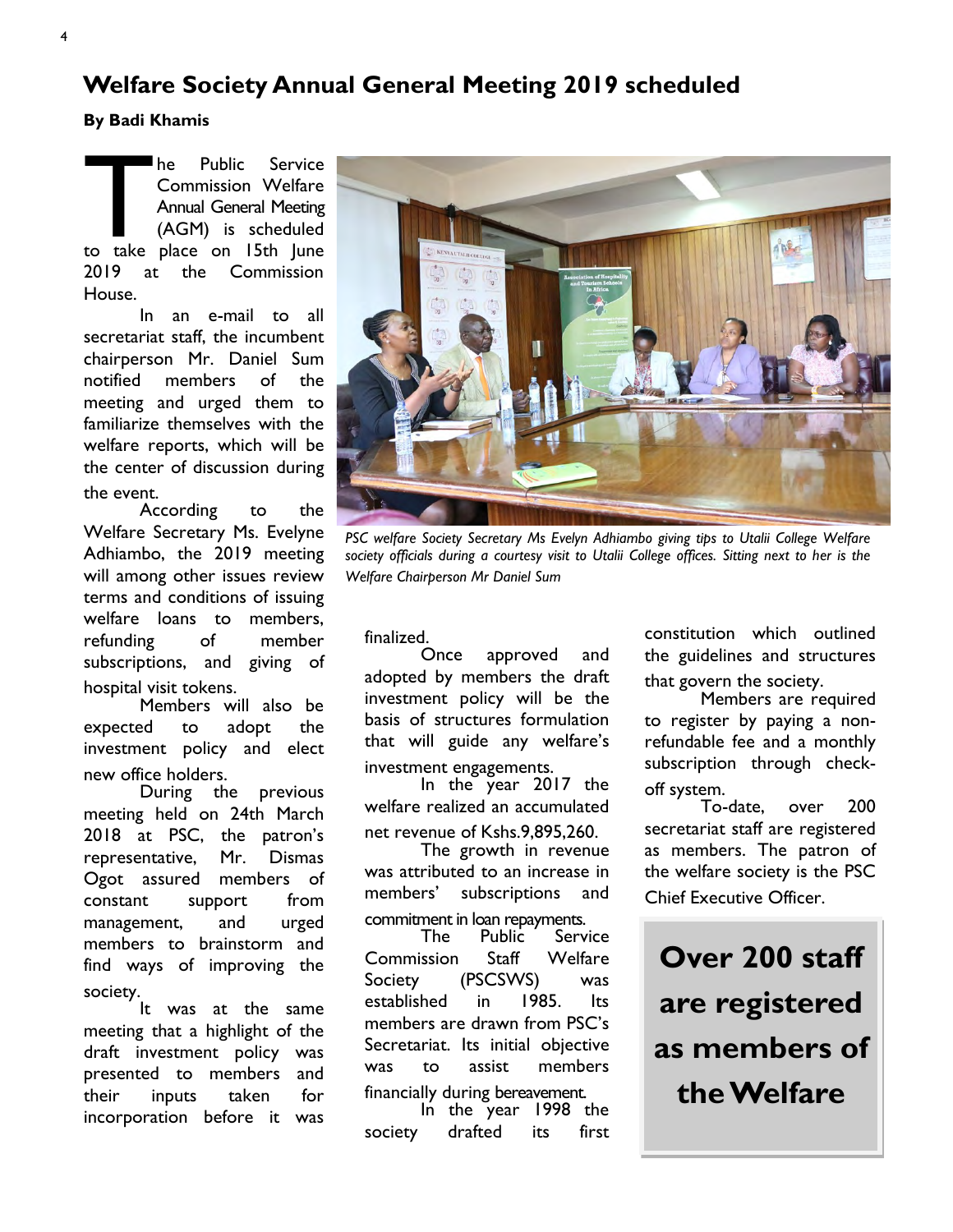# Welfare Society Annual General Meeting 2019 scheduled

**By Badi Khamis**

The Public Service Commission Welfare Annual General Meeting (AGM) is scheduled to take place on 15th June 2019 at the Commission House.

In an e-mail to all secretariat staff, the incumbent chairperson Mr. Daniel Sum notified members of the meeting and urged them to familiarize themselves with the welfare reports, which will be the center of discussion during the event.

According to the Welfare Secretary Ms. Evelyne Adhiambo, the 2019 meeting will among other issues review terms and conditions of issuing welfare loans to members, refunding of member subscriptions, and giving of hospital visit tokens.

Members will also be expected to adopt the investment policy and elect new office holders.

During the previous meeting held on 24th March 2018 at PSC, the patron's representative, Mr. Dismas Ogot assured members of constant support from management, and urged members to brainstorm and find ways of improving the society.

It was at the same meeting that a highlight of the draft investment policy was presented to members and their inputs taken for incorporation before it was finalized.

*PSC welfare Society Secretary Ms Evelyn Adhiambo giving tips to Utalii College Welfare society officials during a courtesy visit to Utalii College offices. Sitting next to her is the Welfare Chairperson Mr Daniel Sum*

Once approved and adopted by members the draft investment policy will be the basis of structures formulation that will guide any welfare's investment engagements.

In the year 2017 the welfare realized an accumulated net revenue of Kshs.9,895,260.

The growth in revenue was attributed to an increase in members' subscriptions and commitment in loan repayments.

The Public Service Commission Staff Welfare Society (PSCSWS) was established in 1985. Its members are drawn from PSC's Secretariat. Its initial objective was to assist members financially during bereavement.

In the year 1998 the society drafted its first constitution which outlined the guidelines and structures that govern the society.

Members are required to register by paying a non-refundable fee and a monthly subscription through check-off system.

To-date, over 200 secretariat staff are registered as members. The patron of the welfare society is the PSC Chief Executive Officer.

**Over 200 staff are registered as members of the Welfare**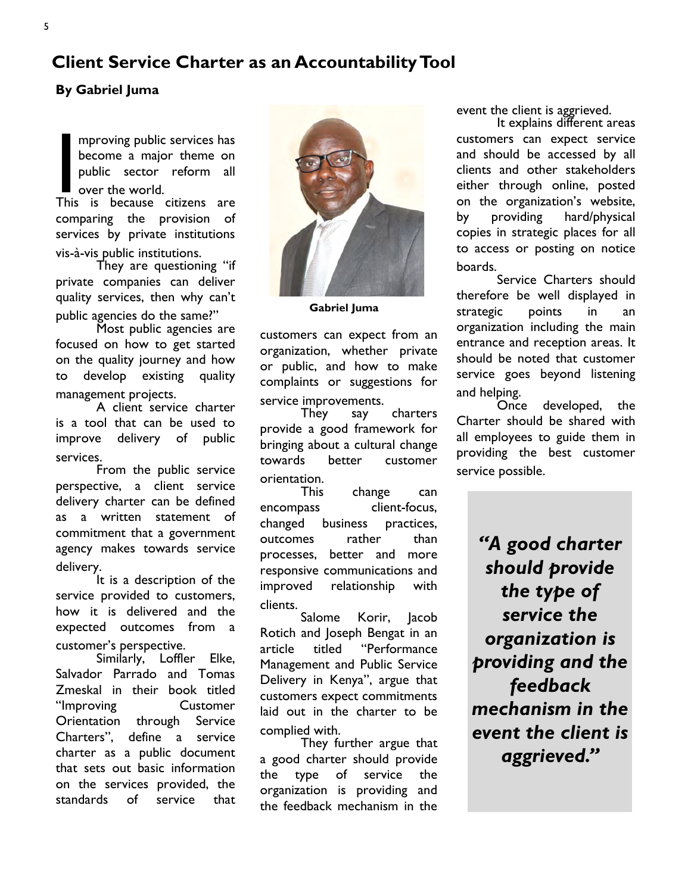# Client Service Charter as an Accountability Tool

**By Gabriel Juma**

Improving public services has become a major theme on public sector reform all over the world.

This is because citizens are comparing the provision of services by private institutions vis-à-vis public institutions.

They are questioning "if private companies can deliver quality services, then why can't public agencies do the same?"

Most public agencies are focused on how to get started on the quality journey and how to develop existing quality management projects.

A client service charter is a tool that can be used to improve delivery of public services.

From the public service perspective, a client service delivery charter can be defined as a written statement of commitment that a government agency makes towards service delivery.

It is a description of the service provided to customers, how it is delivered and the expected outcomes from a customer's perspective.

Similarly, Loffler Elke, Salvador Parrado and Tomas Zmeskal in their book titled "Improving Customer Orientation through Service Charters", define a service charter as a public document that sets out basic information on the services provided, the standards of service that customers can expect from an organization, whether private or public, and how to make complaints or suggestions for service improvements.

**Gabriel Juma**

They say charters provide a good framework for bringing about a cultural change towards better customer orientation.

This change can encompass client-focus, changed business practices, outcomes rather than processes, better and more responsive communications and improved relationship with clients.

Salome Korir, Jacob Rotich and Joseph Bengat in an article titled "Performance Management and Public Service Delivery in Kenya", argue that customers expect commitments laid out in the charter to be complied with.

They further argue that a good charter should provide the type of service the organization is providing and the feedback mechanism in the event the client is aggrieved.

It explains different areas customers can expect service and should be accessed by all clients and other stakeholders either through online, posted on the organization's website, by providing hard/physical copies in strategic places for all to access or posting on notice boards.

Service Charters should therefore be well displayed in strategic points in an organization including the main entrance and reception areas. It should be noted that customer service goes beyond listening and helping.

Once developed, the Charter should be shared with all employees to guide them in providing the best customer service possible.

> ***"A good charter should provide the type of service the organization is providing and the feedback mechanism in the event the client is aggrieved."***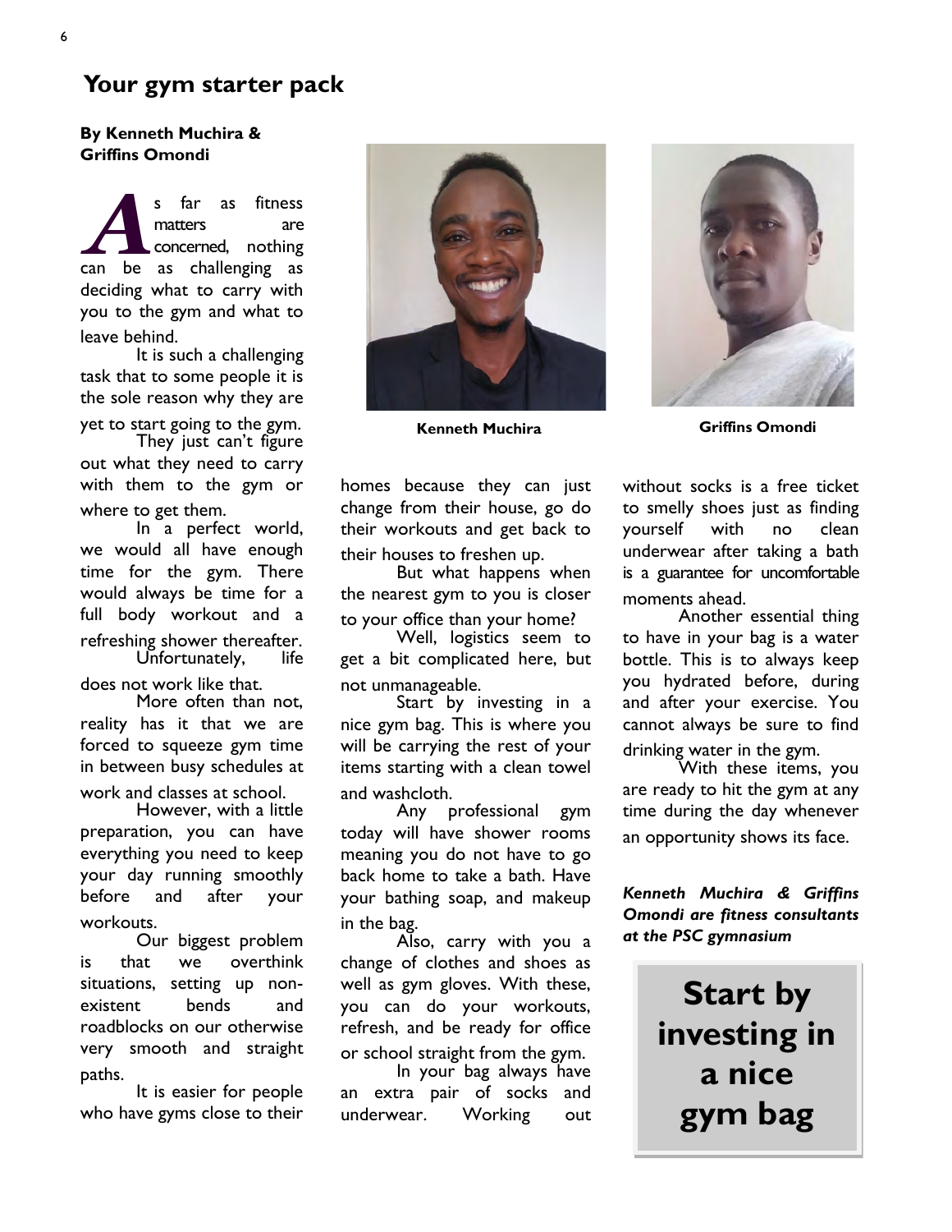# Your gym starter pack

**By Kenneth Muchira & Griffins Omondi**

As far as fitness matters are concerned, nothing can be as challenging as deciding what to carry with you to the gym and what to leave behind.

It is such a challenging task that to some people it is the sole reason why they are yet to start going to the gym.

They just can't figure out what they need to carry with them to the gym or where to get them.

In a perfect world, we would all have enough time for the gym. There would always be time for a full body workout and a refreshing shower thereafter.

Unfortunately, life does not work like that.

More often than not, reality has it that we are forced to squeeze gym time in between busy schedules at work and classes at school.

However, with a little preparation, you can have everything you need to keep your day running smoothly before and after your workouts.

Our biggest problem is that we overthink situations, setting up non-existent bends and roadblocks on our otherwise very smooth and straight paths.

It is easier for people who have gyms close to their homes because they can just change from their house, go do their workouts and get back to their houses to freshen up.

But what happens when the nearest gym to you is closer to your office than your home?

Well, logistics seem to get a bit complicated here, but not unmanageable.

Start by investing in a nice gym bag. This is where you will be carrying the rest of your items starting with a clean towel and washcloth.

Any professional gym today will have shower rooms meaning you do not have to go back home to take a bath. Have your bathing soap, and makeup in the bag.

Also, carry with you a change of clothes and shoes as well as gym gloves. With these, you can do your workouts, refresh, and be ready for office or school straight from the gym.

In your bag always have an extra pair of socks and underwear. Working out without socks is a free ticket to smelly shoes just as finding yourself with no clean underwear after taking a bath is a guarantee for uncomfortable moments ahead.

Another essential thing to have in your bag is a water bottle. This is to always keep you hydrated before, during and after your exercise. You cannot always be sure to find drinking water in the gym.

With these items, you are ready to hit the gym at any time during the day whenever an opportunity shows its face.

**Kenneth Muchira**

**Griffins Omondi**

***Kenneth Muchira & Griffins Omondi are fitness consultants at the PSC gymnasium***

**Start by investing in a nice gym bag**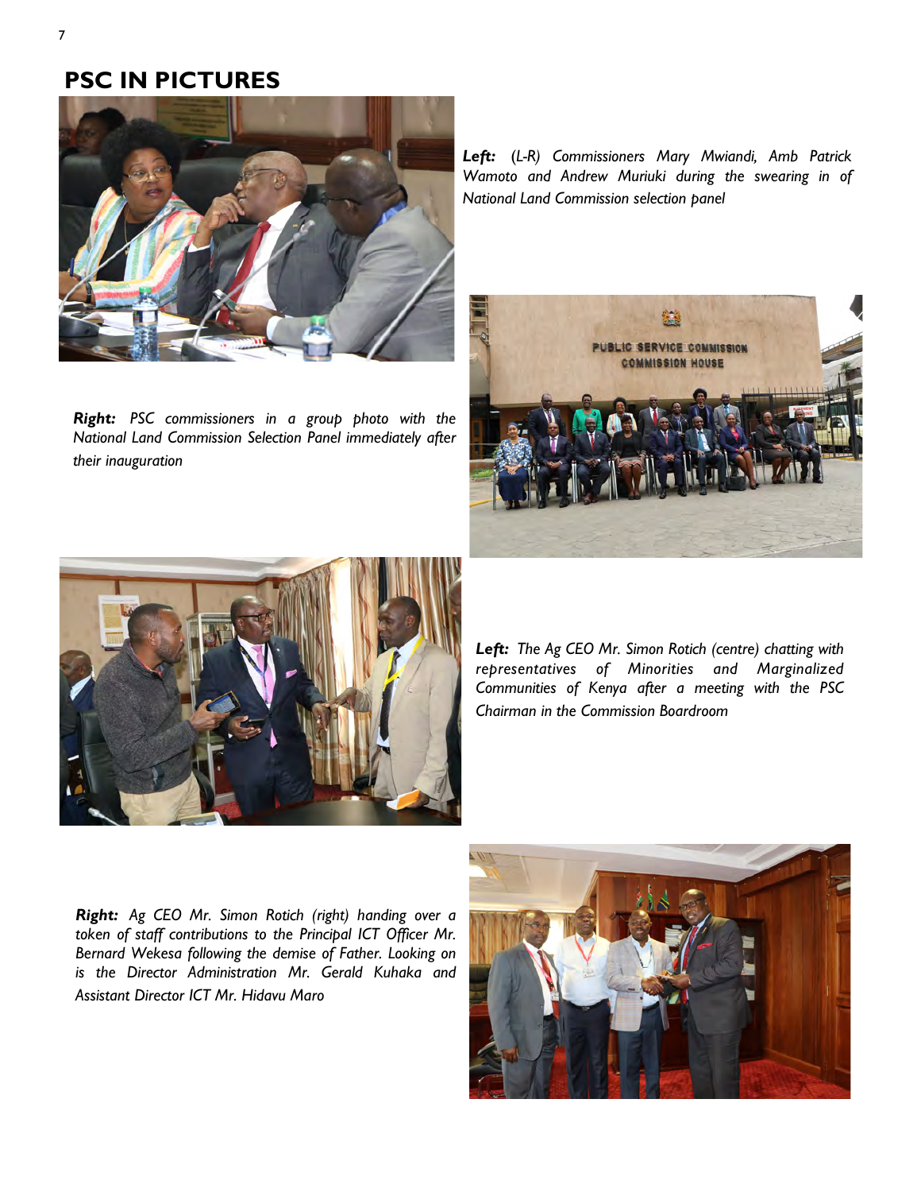## PSC IN PICTURES

***Left:*** *(L-R) Commissioners Mary Mwiandi, Amb Patrick Wamoto and Andrew Muriuki during the swearing in of National Land Commission selection panel*

***Right:*** *PSC commissioners in a group photo with the National Land Commission Selection Panel immediately after their inauguration*

***Left:*** *The Ag CEO Mr. Simon Rotich (centre) chatting with representatives of Minorities and Marginalized Communities of Kenya after a meeting with the PSC Chairman in the Commission Boardroom*

***Right:*** *Ag CEO Mr. Simon Rotich (right) handing over a token of staff contributions to the Principal ICT Officer Mr. Bernard Wekesa following the demise of Father. Looking on is the Director Administration Mr. Gerald Kuhaka and Assistant Director ICT Mr. Hidavu Maro*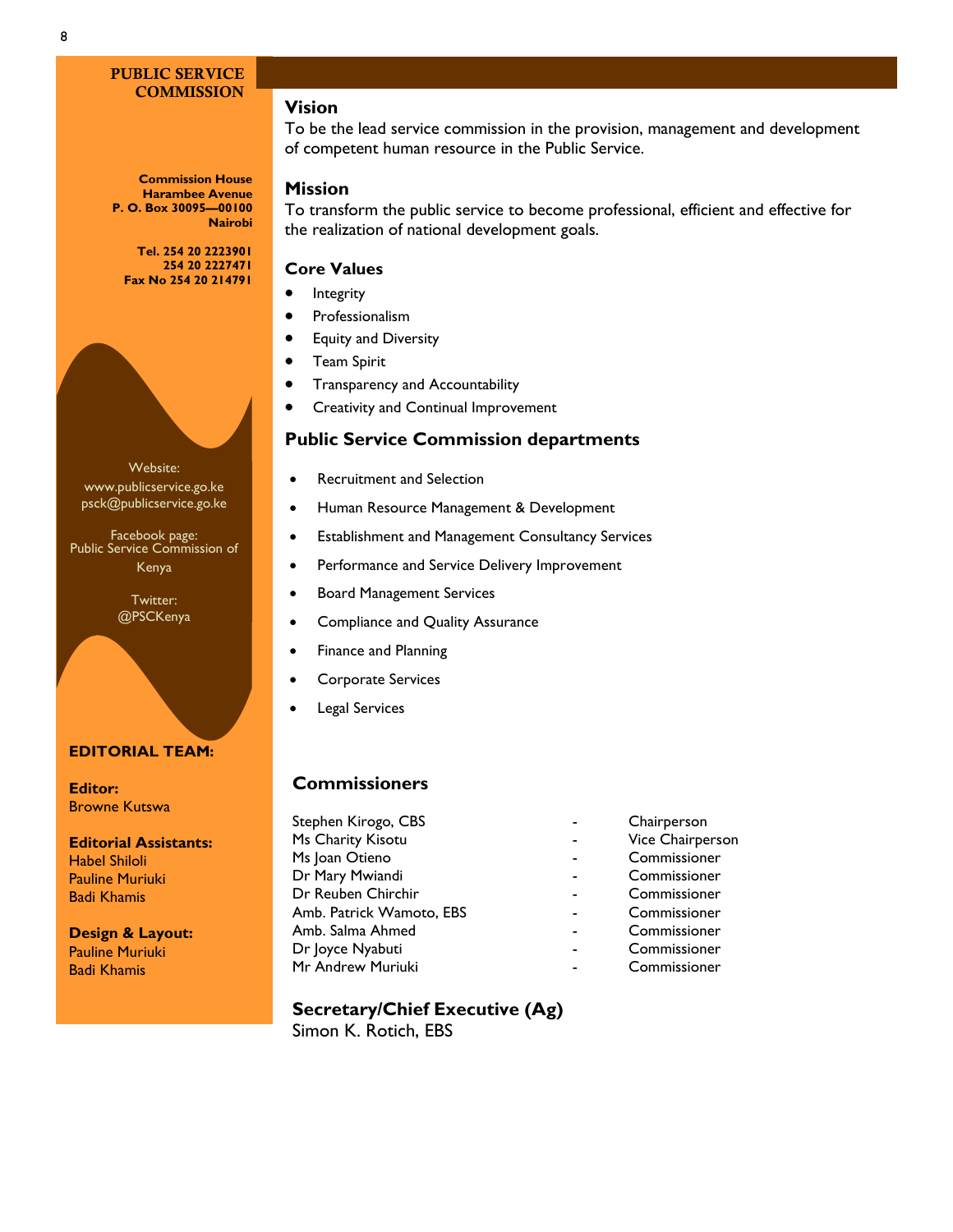**PUBLIC SERVICE COMMISSION**

**Commission House**
**Harambee Avenue**
**P. O. Box 30095—00100**
**Nairobi**

**Tel. 254 20 2223901**
**254 20 2227471**
**Fax No 254 20 214791**

Website:
www.publicservice.go.ke
psck@publicservice.go.ke

Facebook page:
Public Service Commission of Kenya

Twitter:
@PSCKenya

**EDITORIAL TEAM:**

**Editor:**
Browne Kutswa

**Editorial Assistants:**
Habel Shiloli
Pauline Muriuki
Badi Khamis

**Design & Layout:**
Pauline Muriuki
Badi Khamis

## Vision

To be the lead service commission in the provision, management and development of competent human resource in the Public Service.

## Mission

To transform the public service to become professional, efficient and effective for the realization of national development goals.

## Core Values

- Integrity
- Professionalism
- Equity and Diversity
- Team Spirit
- Transparency and Accountability
- Creativity and Continual Improvement

## Public Service Commission departments

- Recruitment and Selection
- Human Resource Management & Development
- Establishment and Management Consultancy Services
- Performance and Service Delivery Improvement
- Board Management Services
- Compliance and Quality Assurance
- Finance and Planning
- Corporate Services
- Legal Services

## Commissioners

| | | |
|---|---|---|
| Stephen Kirogo, CBS | - | Chairperson |
| Ms Charity Kisotu | - | Vice Chairperson |
| Ms Joan Otieno | - | Commissioner |
| Dr Mary Mwiandi | - | Commissioner |
| Dr Reuben Chirchir | - | Commissioner |
| Amb. Patrick Wamoto, EBS | - | Commissioner |
| Amb. Salma Ahmed | - | Commissioner |
| Dr Joyce Nyabuti | - | Commissioner |
| Mr Andrew Muriuki | - | Commissioner |

## Secretary/Chief Executive (Ag)

Simon K. Rotich, EBS